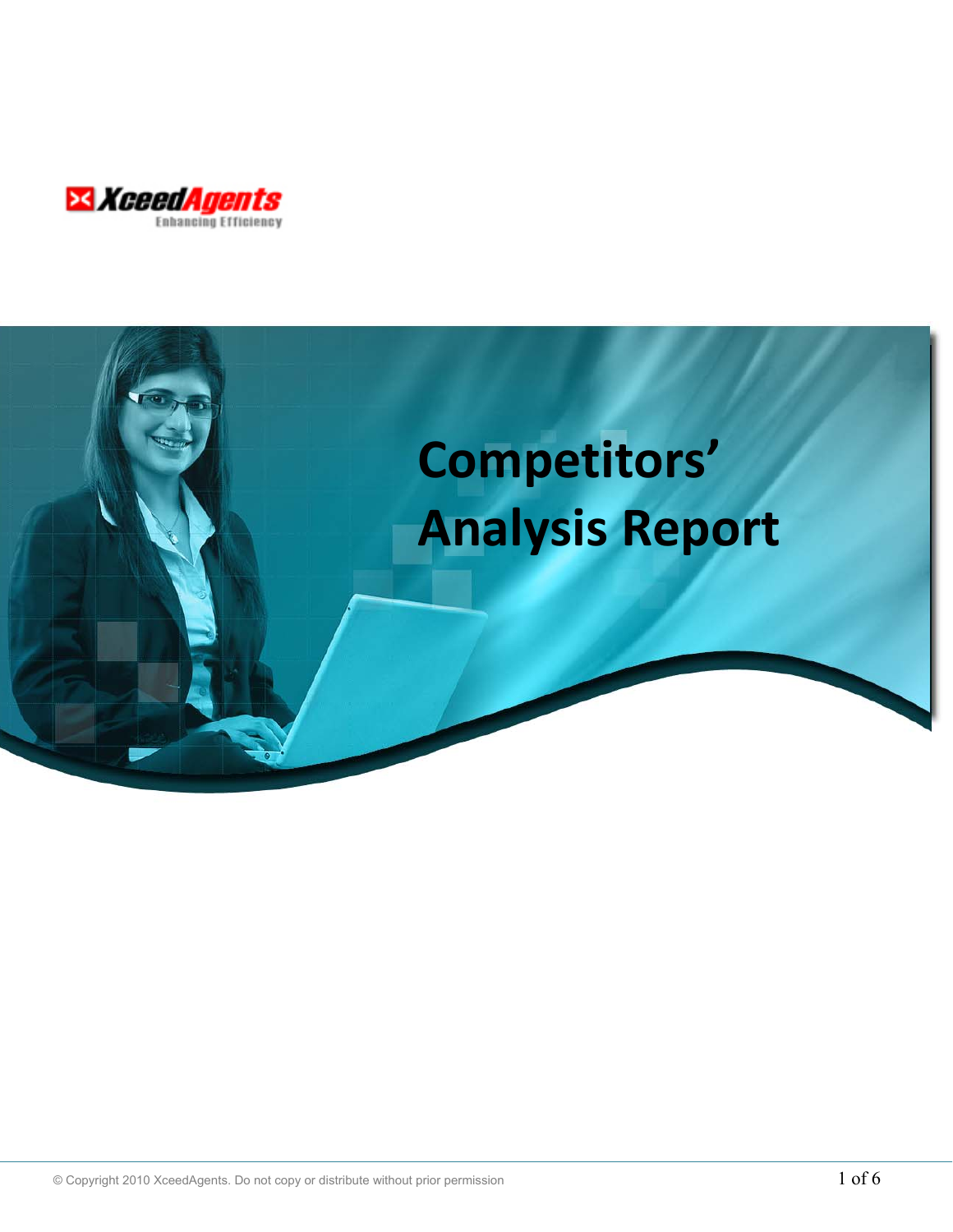XceedAgents
Enhancing Efficiency

# Competitors' Analysis Report

© Copyright 2010 XceedAgents. Do not copy or distribute without prior permission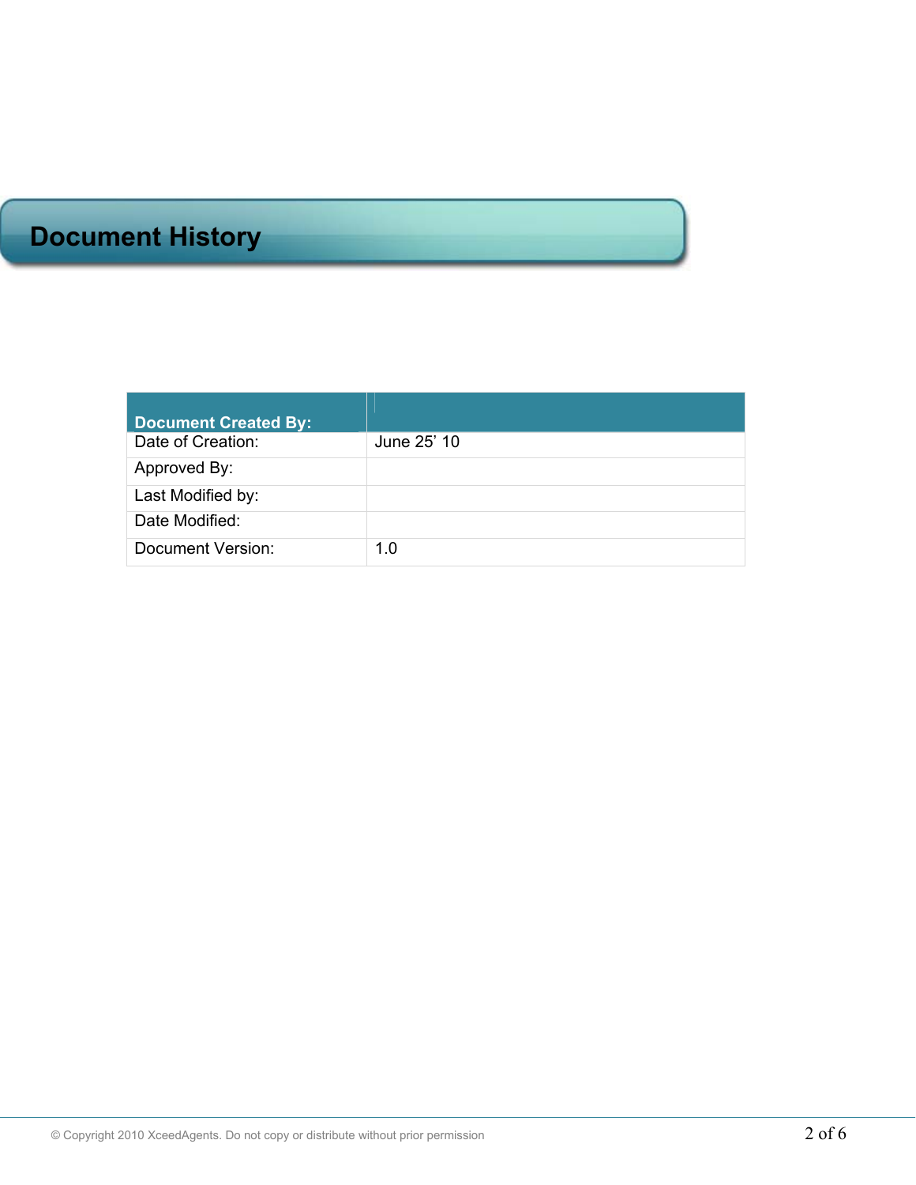# Document History

| Document Created By: | |
|---|---|
| Date of Creation: | June 25' 10 |
| Approved By: | |
| Last Modified by: | |
| Date Modified: | |
| Document Version: | 1.0 |

© Copyright 2010 XceedAgents. Do not copy or distribute without prior permission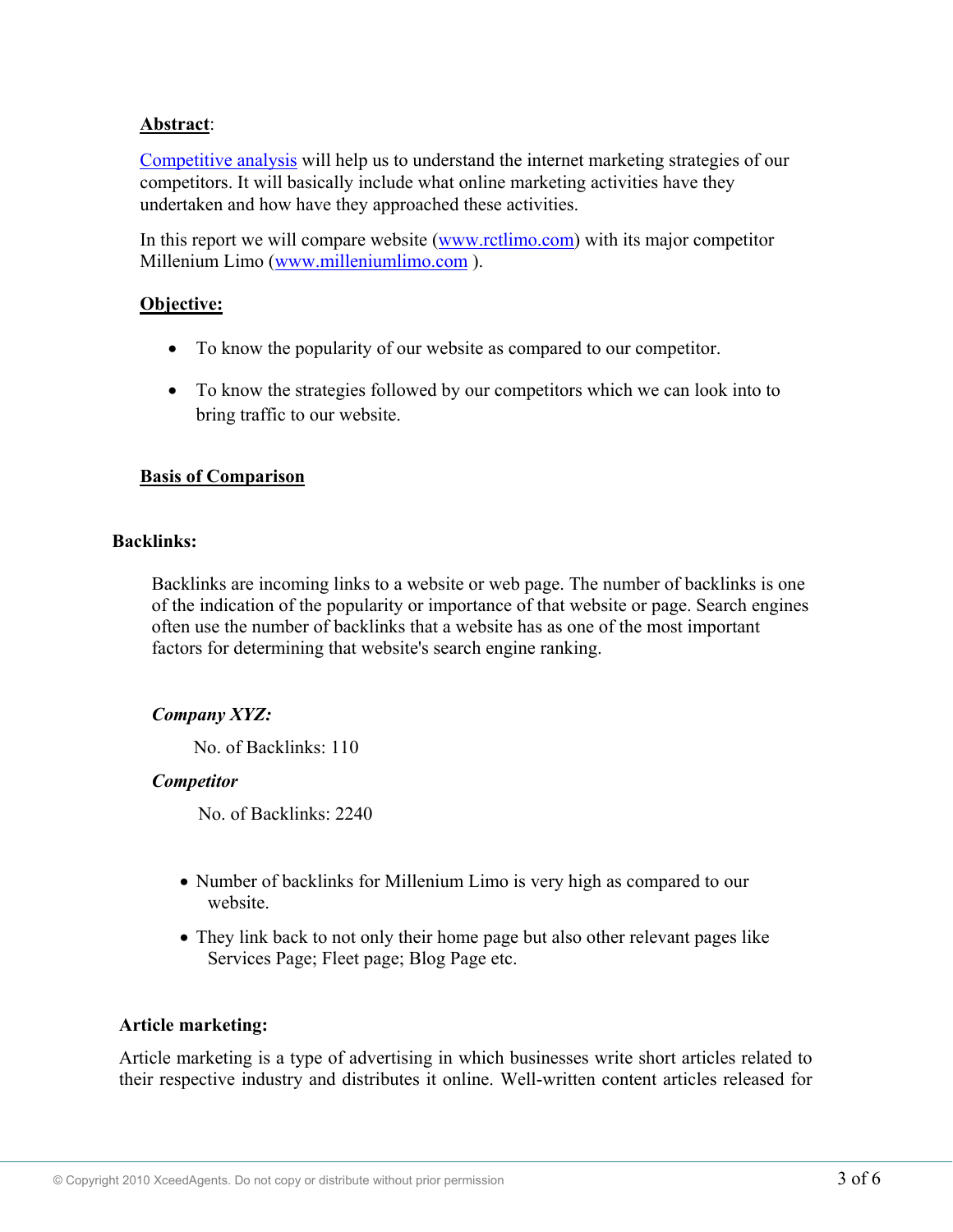**Abstract**:

Competitive analysis will help us to understand the internet marketing strategies of our competitors. It will basically include what online marketing activities have they undertaken and how have they approached these activities.

In this report we will compare website (www.rctlimo.com) with its major competitor Millenium Limo (www.milleniumlimo.com ).

**Objective:**

- To know the popularity of our website as compared to our competitor.
- To know the strategies followed by our competitors which we can look into to bring traffic to our website.

**Basis of Comparison**

**Backlinks:**

Backlinks are incoming links to a website or web page. The number of backlinks is one of the indication of the popularity or importance of that website or page. Search engines often use the number of backlinks that a website has as one of the most important factors for determining that website's search engine ranking.

***Company XYZ:***

No. of Backlinks: 110

***Competitor***

No. of Backlinks: 2240

- Number of backlinks for Millenium Limo is very high as compared to our website.
- They link back to not only their home page but also other relevant pages like Services Page; Fleet page; Blog Page etc.

**Article marketing:**

Article marketing is a type of advertising in which businesses write short articles related to their respective industry and distributes it online. Well-written content articles released for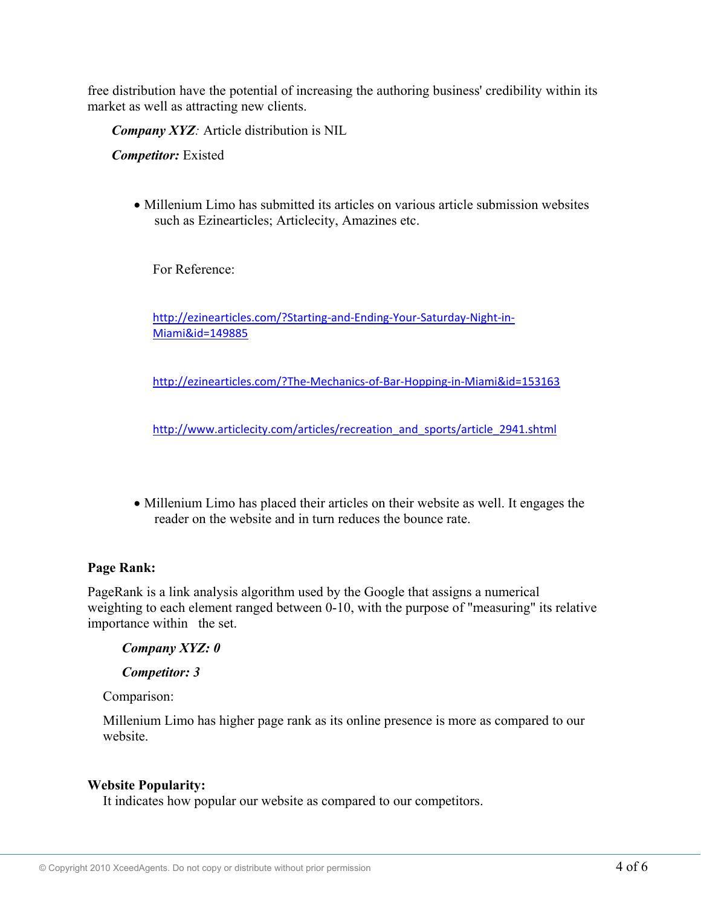free distribution have the potential of increasing the authoring business' credibility within its market as well as attracting new clients.

***Company XYZ**: Article distribution is NIL*

***Competitor:** Existed*

- Millenium Limo has submitted its articles on various article submission websites such as Ezinearticles; Articlecity, Amazines etc.

  For Reference:

  http://ezinearticles.com/?Starting-and-Ending-Your-Saturday-Night-in-Miami&id=149885

  http://ezinearticles.com/?The-Mechanics-of-Bar-Hopping-in-Miami&id=153163

  http://www.articlecity.com/articles/recreation_and_sports/article_2941.shtml

- Millenium Limo has placed their articles on their website as well. It engages the reader on the website and in turn reduces the bounce rate.

**Page Rank:**

PageRank is a link analysis algorithm used by the Google that assigns a numerical weighting to each element ranged between 0-10, with the purpose of "measuring" its relative importance within the set.

***Company XYZ: 0***

***Competitor: 3***

Comparison:

Millenium Limo has higher page rank as its online presence is more as compared to our website.

**Website Popularity:**

It indicates how popular our website as compared to our competitors.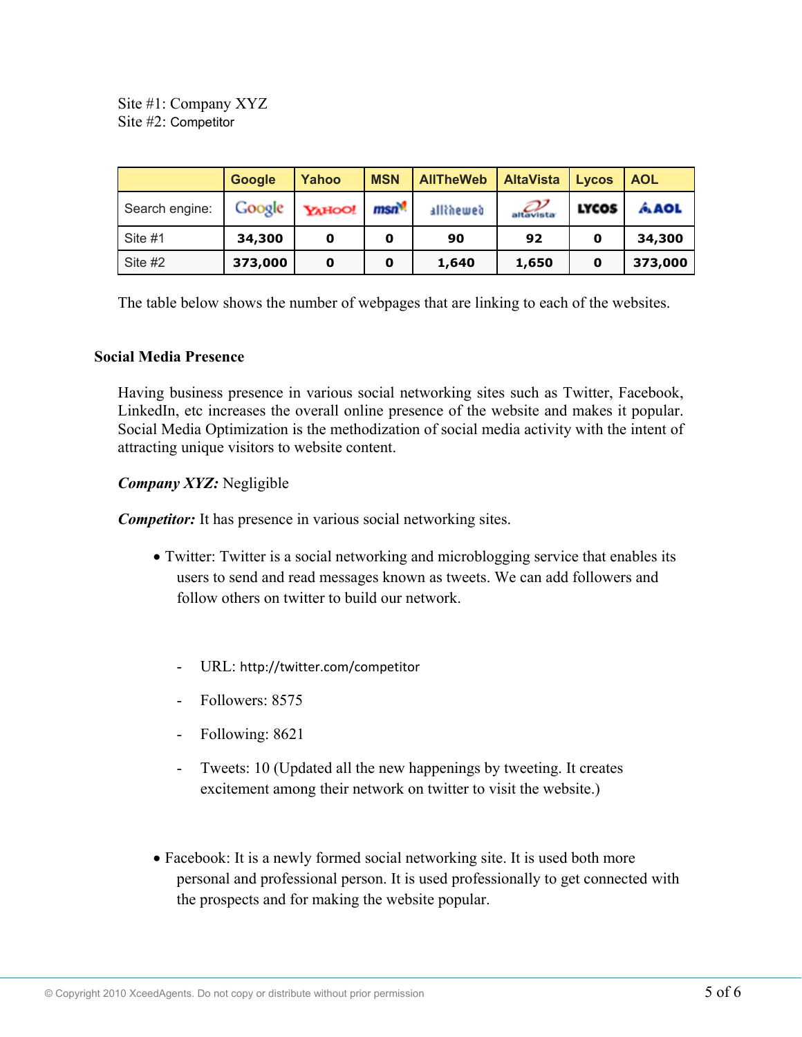Site #1: Company XYZ
Site #2: Competitor

| | Google | Yahoo | MSN | AllTheWeb | AltaVista | Lycos | AOL |
|---|---|---|---|---|---|---|---|
| Search engine: | Google | YAHOO! | msn | alltheweb | altavista | LYCOS | AOL |
| Site #1 | **34,300** | **0** | **0** | **90** | **92** | **0** | **34,300** |
| Site #2 | **373,000** | **0** | **0** | **1,640** | **1,650** | **0** | **373,000** |

The table below shows the number of webpages that are linking to each of the websites.

## Social Media Presence

Having business presence in various social networking sites such as Twitter, Facebook, LinkedIn, etc increases the overall online presence of the website and makes it popular. Social Media Optimization is the methodization of social media activity with the intent of attracting unique visitors to website content.

***Company XYZ:*** Negligible

***Competitor:*** It has presence in various social networking sites.

- Twitter: Twitter is a social networking and microblogging service that enables its users to send and read messages known as tweets. We can add followers and follow others on twitter to build our network.

  - URL: http://twitter.com/competitor
  - Followers: 8575
  - Following: 8621
  - Tweets: 10 (Updated all the new happenings by tweeting. It creates excitement among their network on twitter to visit the website.)

- Facebook: It is a newly formed social networking site. It is used both more personal and professional person. It is used professionally to get connected with the prospects and for making the website popular.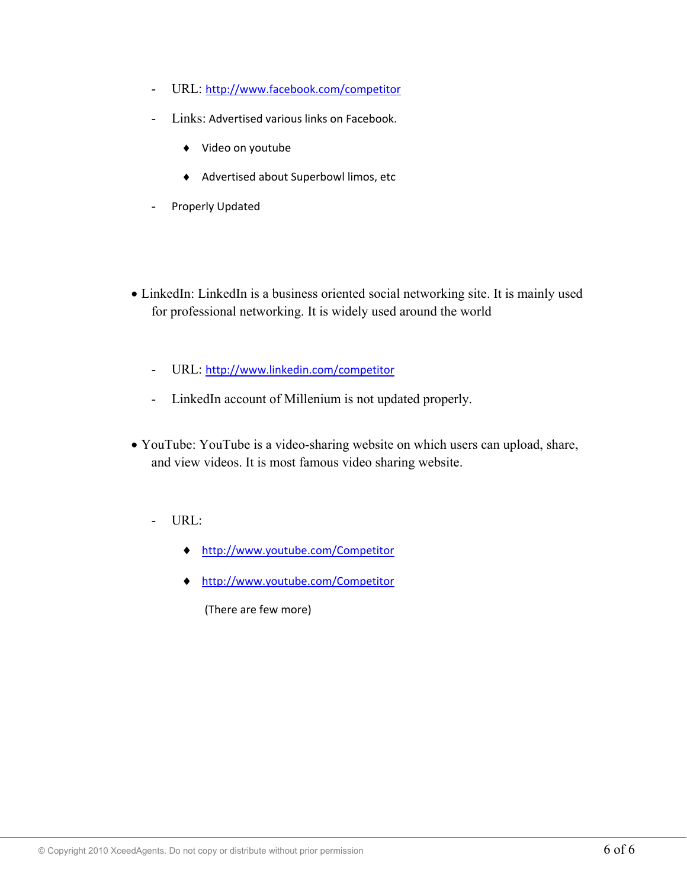- URL: http://www.facebook.com/competitor
- Links: Advertised various links on Facebook.
    - Video on youtube
    - Advertised about Superbowl limos, etc
- Properly Updated

- LinkedIn: LinkedIn is a business oriented social networking site. It is mainly used for professional networking. It is widely used around the world
    - URL: http://www.linkedin.com/competitor
    - LinkedIn account of Millenium is not updated properly.

- YouTube: YouTube is a video-sharing website on which users can upload, share, and view videos. It is most famous video sharing website.
    - URL:
        - http://www.youtube.com/Competitor
        - http://www.youtube.com/Competitor

        (There are few more)